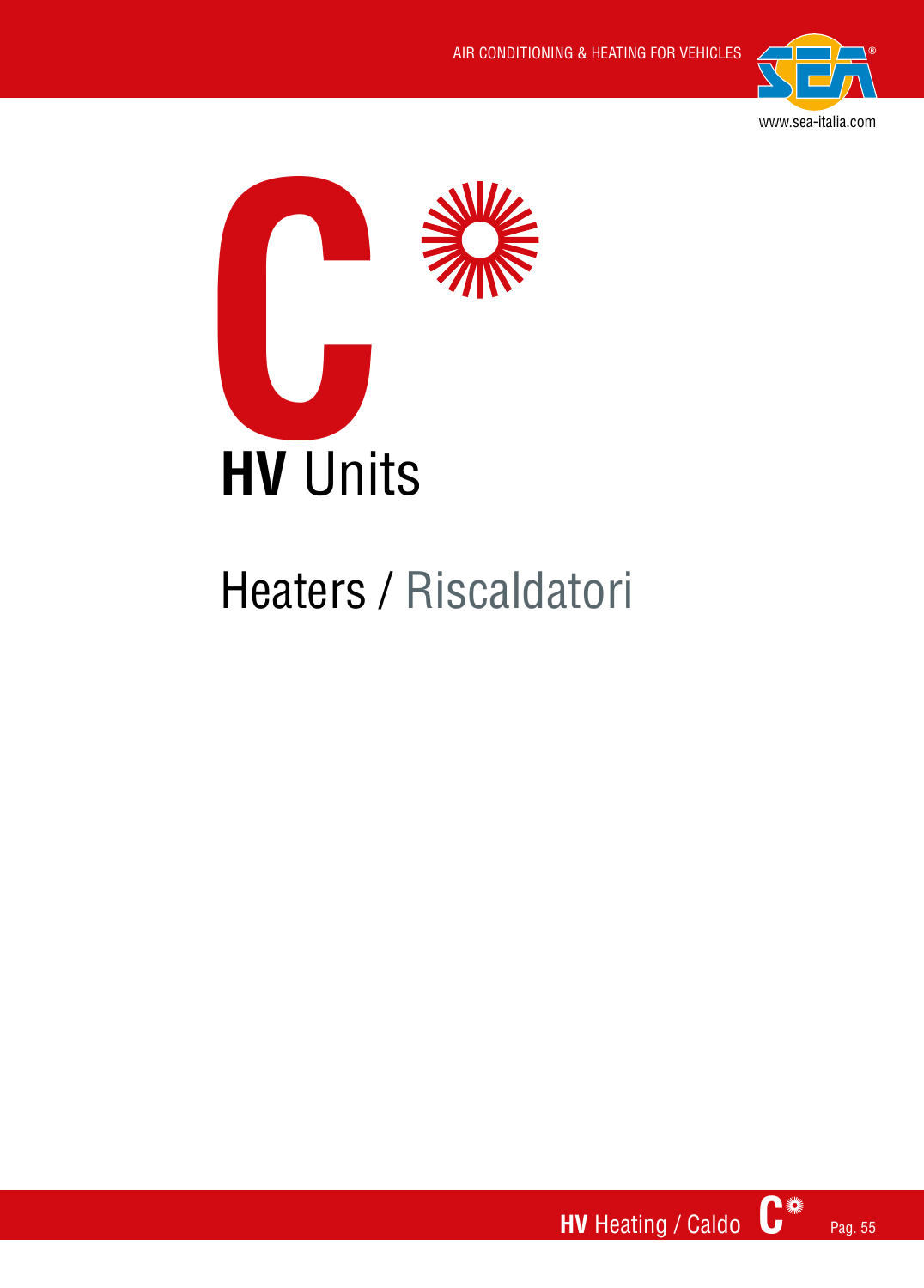# C

## **HV** Units

Heaters / Riscaldatori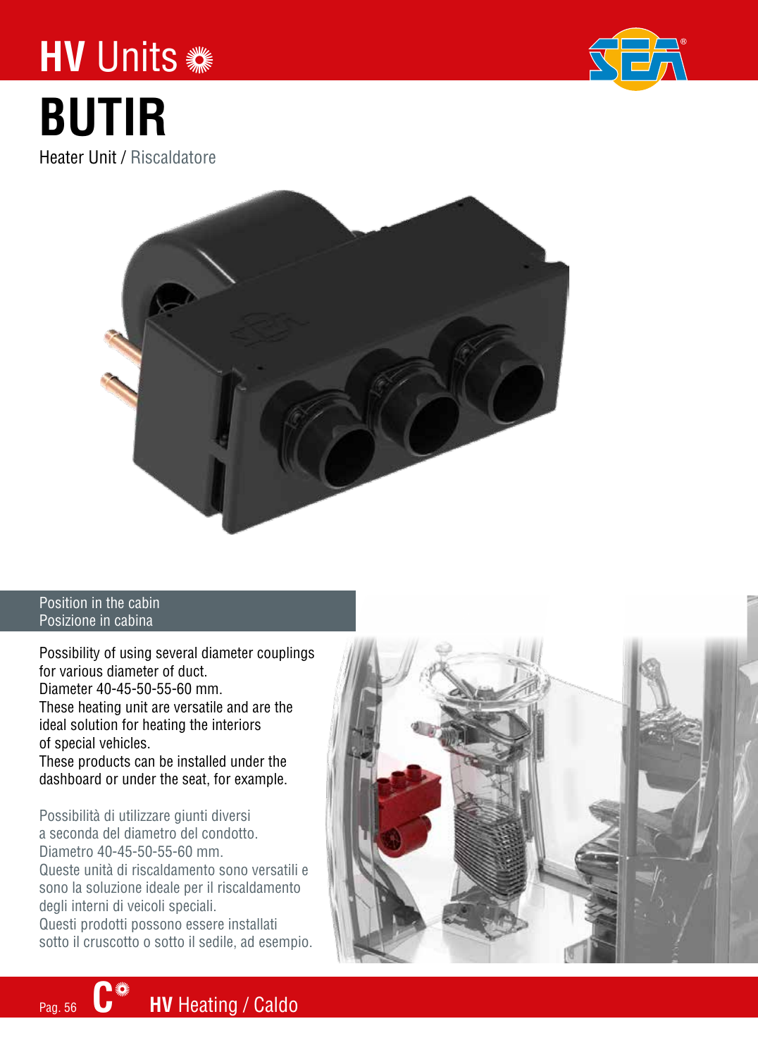# HV Units

# BUTIR

Heater Unit / Riscaldatore

## Position in the cabin
## Posizione in cabina

Possibility of using several diameter couplings for various diameter of duct.
Diameter 40-45-50-55-60 mm.
These heating unit are versatile and are the ideal solution for heating the interiors of special vehicles.
These products can be installed under the dashboard or under the seat, for example.

Possibilità di utilizzare giunti diversi a seconda del diametro del condotto.
Diametro 40-45-50-55-60 mm.
Queste unità di riscaldamento sono versatili e sono la soluzione ideale per il riscaldamento degli interni di veicoli speciali.
Questi prodotti possono essere installati sotto il cruscotto o sotto il sedile, ad esempio.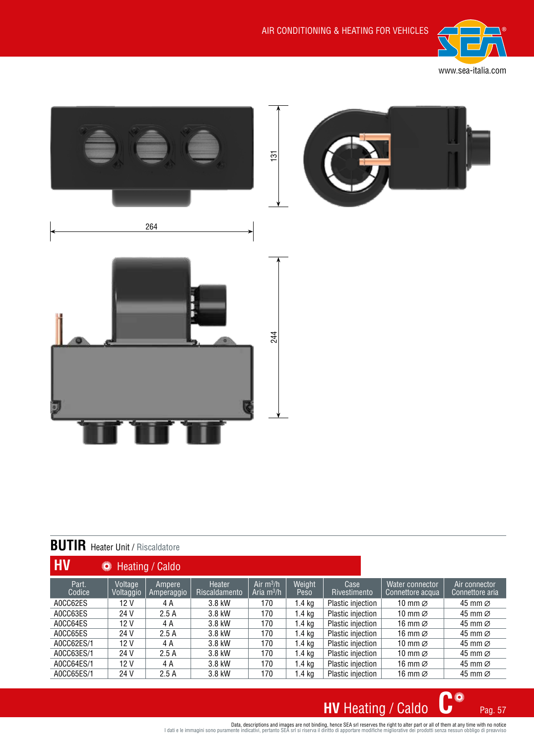264

131

244

## BUTIR Heater Unit / Riscaldatore

### HV Heating / Caldo

| Part. Codice | Voltage Voltaggio | Ampere Amperaggio | Heater Riscaldamento | Air m³/h Aria m³/h | Weight Peso | Case Rivestimento | Water connector Connettore acqua | Air connector Connettore aria |
|---|---|---|---|---|---|---|---|---|
| A0CC62ES | 12 V | 4 A | 3.8 kW | 170 | 1.4 kg | Plastic injection | 10 mm ⌀ | 45 mm ⌀ |
| A0CC63ES | 24 V | 2.5 A | 3.8 kW | 170 | 1.4 kg | Plastic injection | 10 mm ⌀ | 45 mm ⌀ |
| A0CC64ES | 12 V | 4 A | 3.8 kW | 170 | 1.4 kg | Plastic injection | 16 mm ⌀ | 45 mm ⌀ |
| A0CC65ES | 24 V | 2.5 A | 3.8 kW | 170 | 1.4 kg | Plastic injection | 16 mm ⌀ | 45 mm ⌀ |
| A0CC62ES/1 | 12 V | 4 A | 3.8 kW | 170 | 1.4 kg | Plastic injection | 10 mm ⌀ | 45 mm ⌀ |
| A0CC63ES/1 | 24 V | 2.5 A | 3.8 kW | 170 | 1.4 kg | Plastic injection | 10 mm ⌀ | 45 mm ⌀ |
| A0CC64ES/1 | 12 V | 4 A | 3.8 kW | 170 | 1.4 kg | Plastic injection | 16 mm ⌀ | 45 mm ⌀ |
| A0CC65ES/1 | 24 V | 2.5 A | 3.8 kW | 170 | 1.4 kg | Plastic injection | 16 mm ⌀ | 45 mm ⌀ |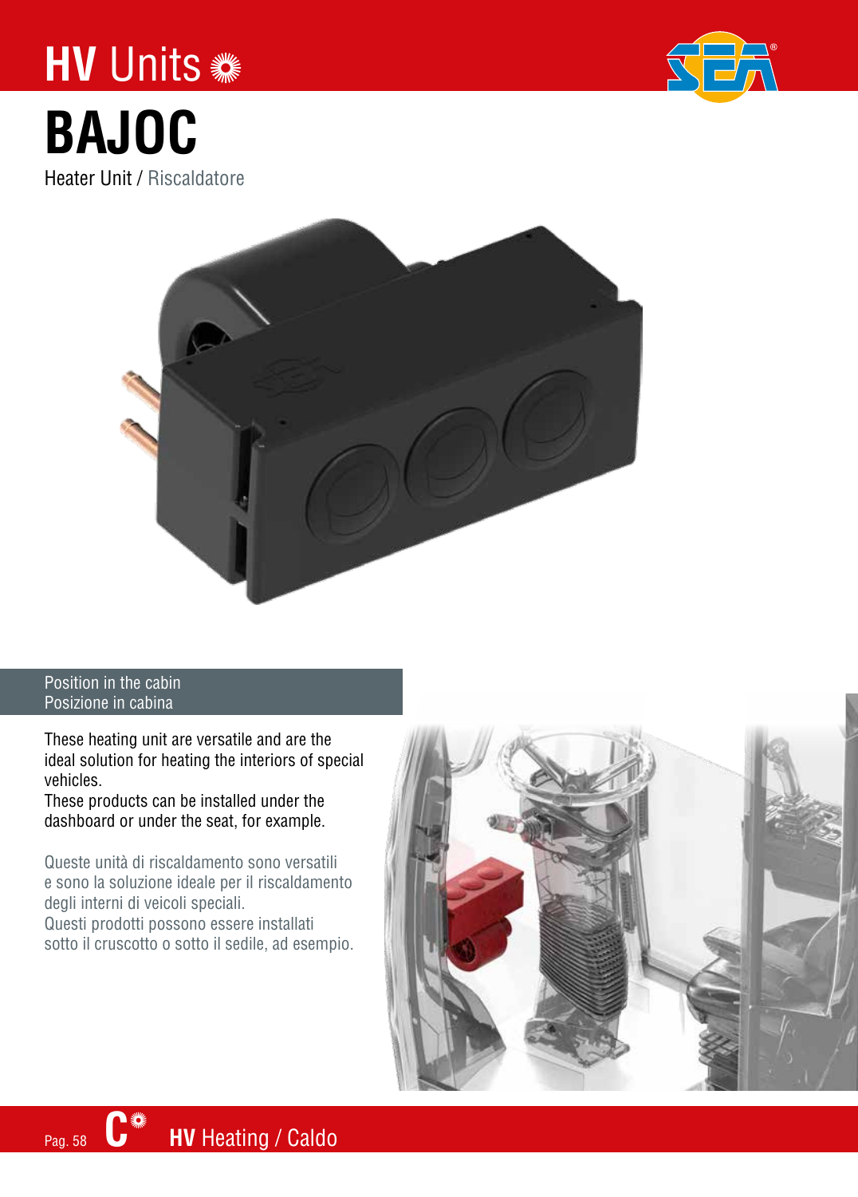# HV Units

# BAJOC

Heater Unit / Riscaldatore

## Position in the cabin
## Posizione in cabina

These heating unit are versatile and are the ideal solution for heating the interiors of special vehicles.
These products can be installed under the dashboard or under the seat, for example.

Queste unità di riscaldamento sono versatili e sono la soluzione ideale per il riscaldamento degli interni di veicoli speciali.
Questi prodotti possono essere installati sotto il cruscotto o sotto il sedile, ad esempio.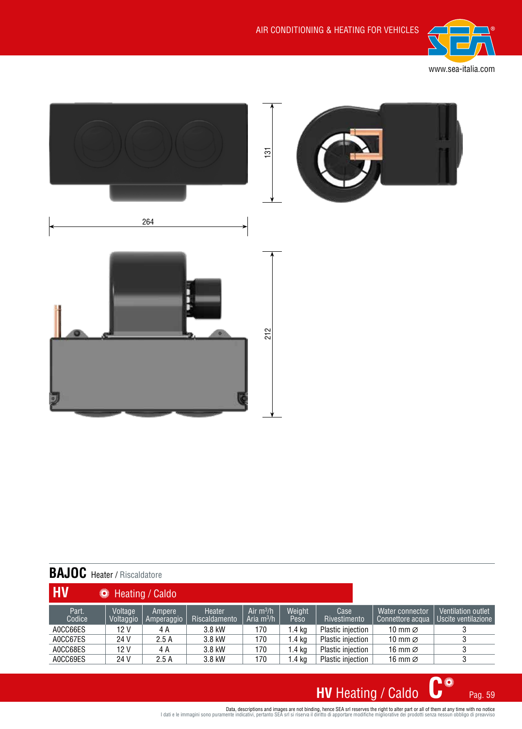131

264

212

## BAJOC Heater / Riscaldatore

### HV Heating / Caldo

| Part.<br>Codice | Voltage<br>Voltaggio | Ampere<br>Amperaggio | Heater<br>Riscaldamento | Air $m^3/h$<br>Aria $m^3/h$ | Weight<br>Peso | Case<br>Rivestimento | Water connector<br>Connettore acqua | Ventilation outlet<br>Uscite ventilazione |
|---|---|---|---|---|---|---|---|---|
| A0CC66ES | 12 V | 4 A | 3.8 kW | 170 | 1.4 kg | Plastic injection | 10 mm ⌀ | 3 |
| A0CC67ES | 24 V | 2.5 A | 3.8 kW | 170 | 1.4 kg | Plastic injection | 10 mm ⌀ | 3 |
| A0CC68ES | 12 V | 4 A | 3.8 kW | 170 | 1.4 kg | Plastic injection | 16 mm ⌀ | 3 |
| A0CC69ES | 24 V | 2.5 A | 3.8 kW | 170 | 1.4 kg | Plastic injection | 16 mm ⌀ | 3 |

Data, descriptions and images are not binding, hence SEA srl reserves the right to alter part or all of them at any time with no notice
I dati e le immagini sono puramente indicativi, pertanto SEA srl si riserva il diritto di apportare modifiche migliorative dei prodotti senza nessun obbligo di preavviso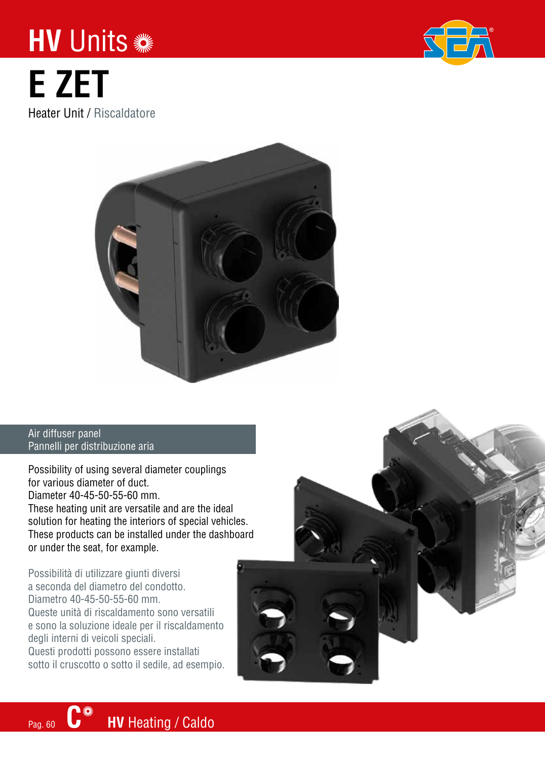# HV Units

# E ZET

Heater Unit / Riscaldatore

## Air diffuser panel
## Pannelli per distribuzione aria

Possibility of using several diameter couplings for various diameter of duct.
Diameter 40-45-50-55-60 mm.
These heating unit are versatile and are the ideal solution for heating the interiors of special vehicles.
These products can be installed under the dashboard or under the seat, for example.

Possibilità di utilizzare giunti diversi a seconda del diametro del condotto.
Diametro 40-45-50-55-60 mm.
Queste unità di riscaldamento sono versatili e sono la soluzione ideale per il riscaldamento degli interni di veicoli speciali.
Questi prodotti possono essere installati sotto il cruscotto o sotto il sedile, ad esempio.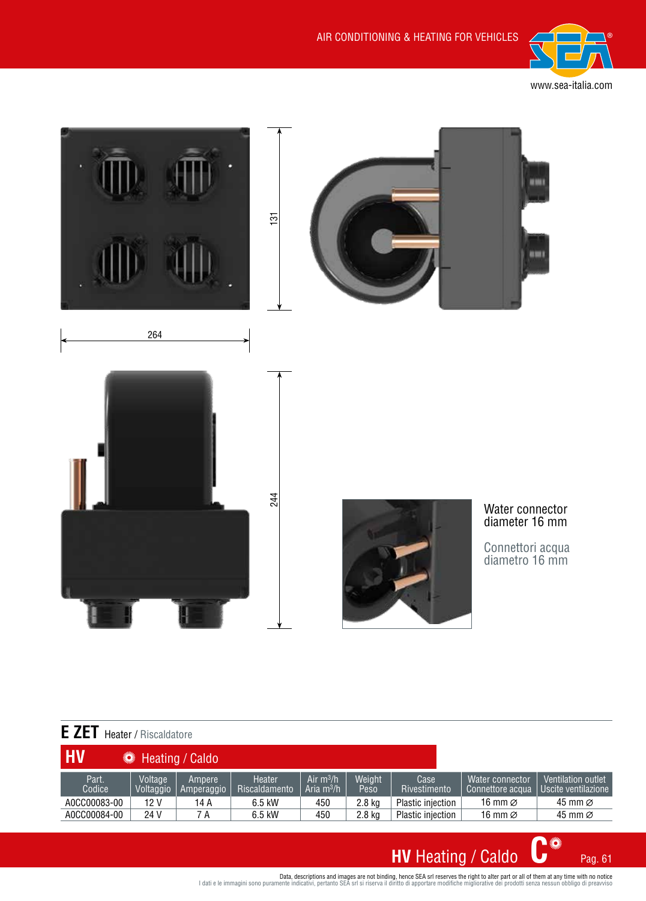264

131

244

Water connector diameter 16 mm

Connettori acqua diametro 16 mm

## E ZET Heater / Riscaldatore

### HV Heating / Caldo

| Part. Codice | Voltage Voltaggio | Ampere Amperaggio | Heater Riscaldamento | Air m³/h Aria m³/h | Weight Peso | Case Rivestimento | Water connector Connettore acqua | Ventilation outlet Uscite ventilazione |
|---|---|---|---|---|---|---|---|---|
| A0CC00083-00 | 12 V | 14 A | 6.5 kW | 450 | 2.8 kg | Plastic injection | 16 mm ⌀ | 45 mm ⌀ |
| A0CC00084-00 | 24 V | 7 A | 6.5 kW | 450 | 2.8 kg | Plastic injection | 16 mm ⌀ | 45 mm ⌀ |

Data, descriptions and images are not binding, hence SEA srl reserves the right to alter part or all of them at any time with no notice
I dati e le immagini sono puramente indicativi, pertanto SEA srl si riserva il diritto di apportare modifiche migliorative dei prodotti senza nessun obbligo di preavviso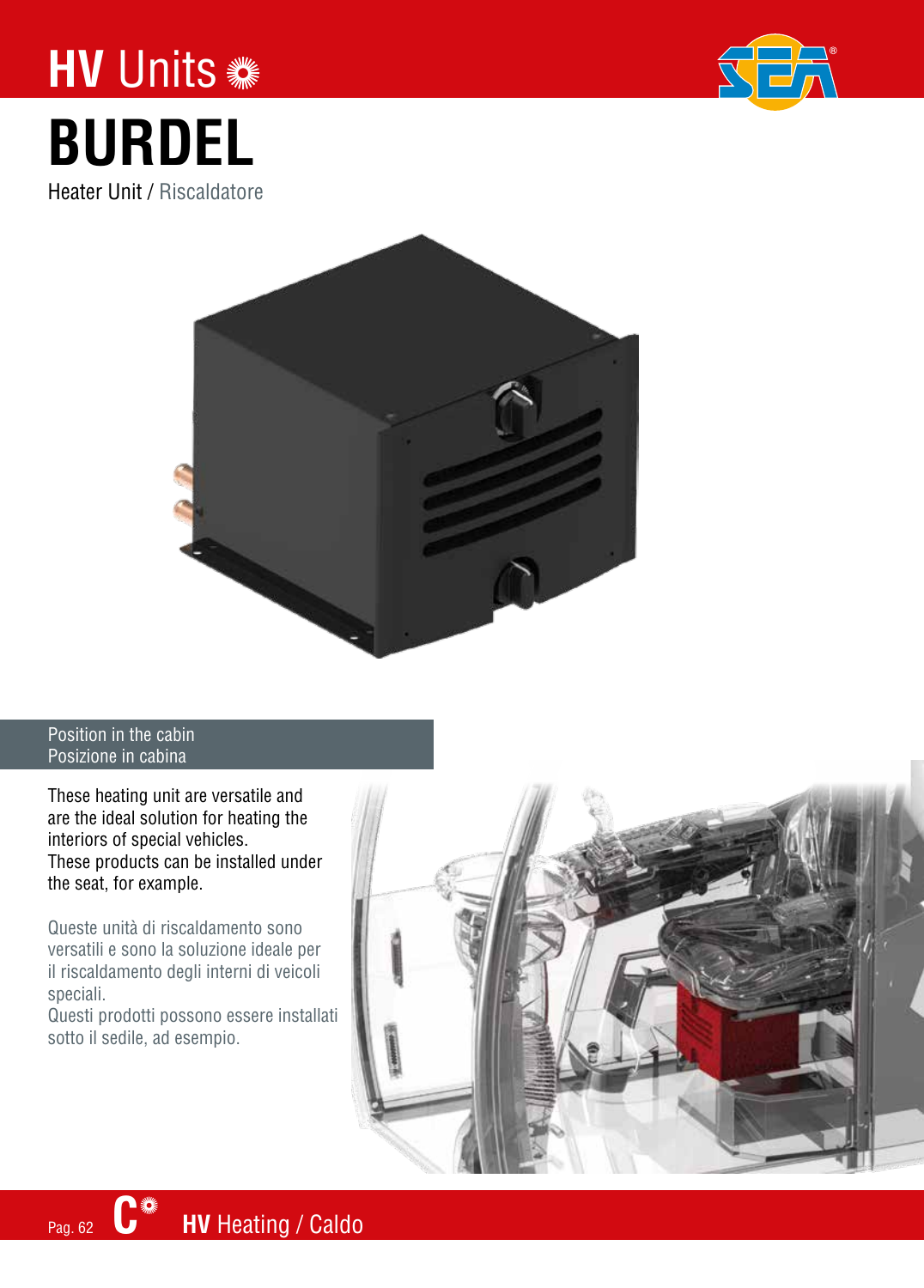# HV Units

# BURDEL

Heater Unit / Riscaldatore

Position in the cabin
Posizione in cabina

These heating unit are versatile and are the ideal solution for heating the interiors of special vehicles.
These products can be installed under the seat, for example.

Queste unità di riscaldamento sono versatili e sono la soluzione ideale per il riscaldamento degli interni di veicoli speciali.
Questi prodotti possono essere installati sotto il sedile, ad esempio.

C° **HV** Heating / Caldo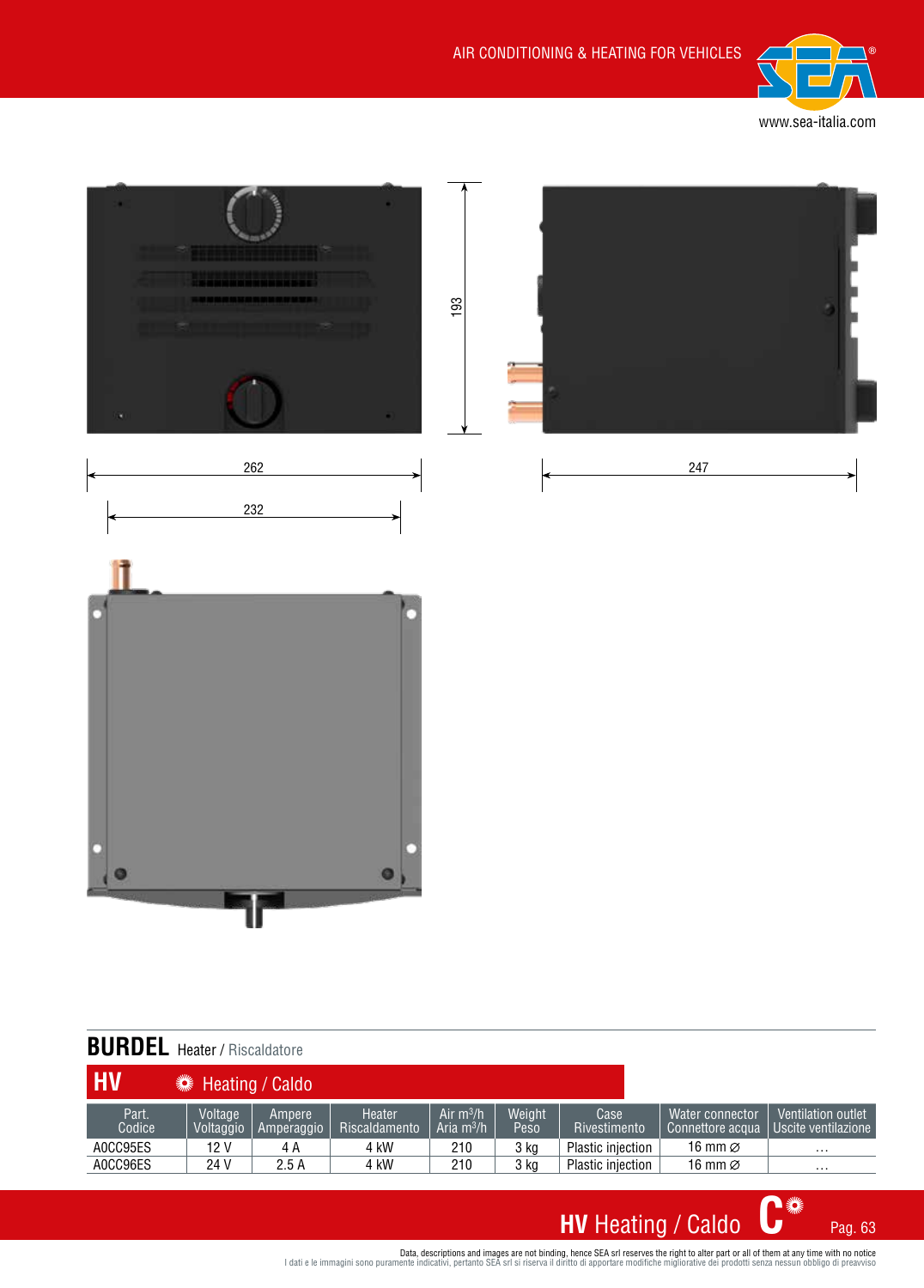262

232

193

247

## BURDEL Heater / Riscaldatore

### HV Heating / Caldo

| Part. Codice | Voltage Voltaggio | Ampere Amperaggio | Heater Riscaldamento | Air m³/h Aria m³/h | Weight Peso | Case Rivestimento | Water connector Connettore acqua | Ventilation outlet Uscite ventilazione |
|---|---|---|---|---|---|---|---|---|
| A0CC95ES | 12 V | 4 A | 4 kW | 210 | 3 kg | Plastic injection | 16 mm ⌀ | ... |
| A0CC96ES | 24 V | 2.5 A | 4 kW | 210 | 3 kg | Plastic injection | 16 mm ⌀ | ... |

Data, descriptions and images are not binding, hence SEA srl reserves the right to alter part or all of them at any time with no notice
I dati e le immagini sono puramente indicativi, pertanto SEA srl si riserva il diritto di apportare modifiche migliorative dei prodotti senza nessun obbligo di preavviso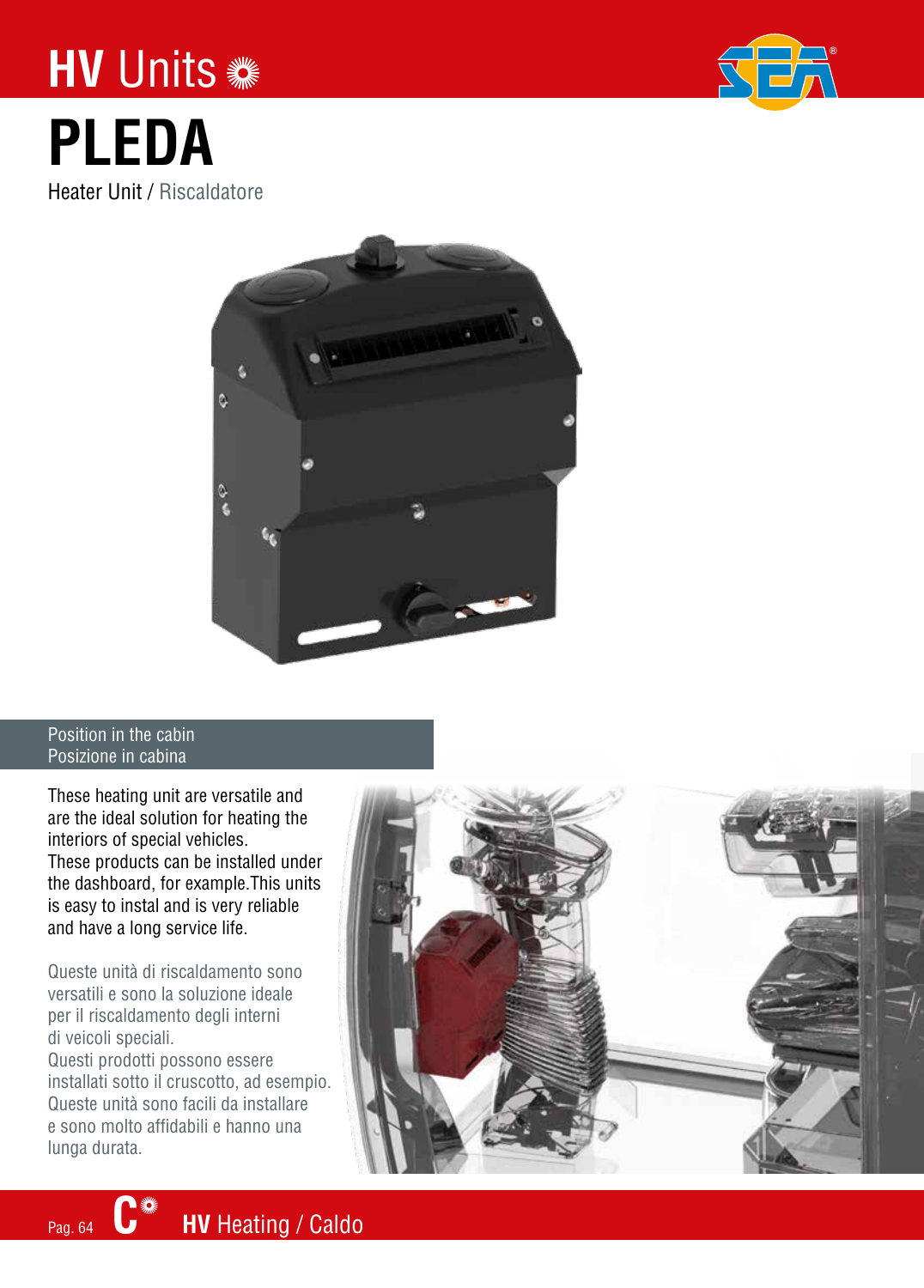# HV Units

# PLEDA

Heater Unit / Riscaldatore

## Position in the cabin
## Posizione in cabina

These heating unit are versatile and are the ideal solution for heating the interiors of special vehicles.
These products can be installed under the dashboard, for example.This units is easy to instal and is very reliable and have a long service life.

Queste unità di riscaldamento sono versatili e sono la soluzione ideale per il riscaldamento degli interni di veicoli speciali.
Questi prodotti possono essere installati sotto il cruscotto, ad esempio.
Queste unità sono facili da installare e sono molto affidabili e hanno una lunga durata.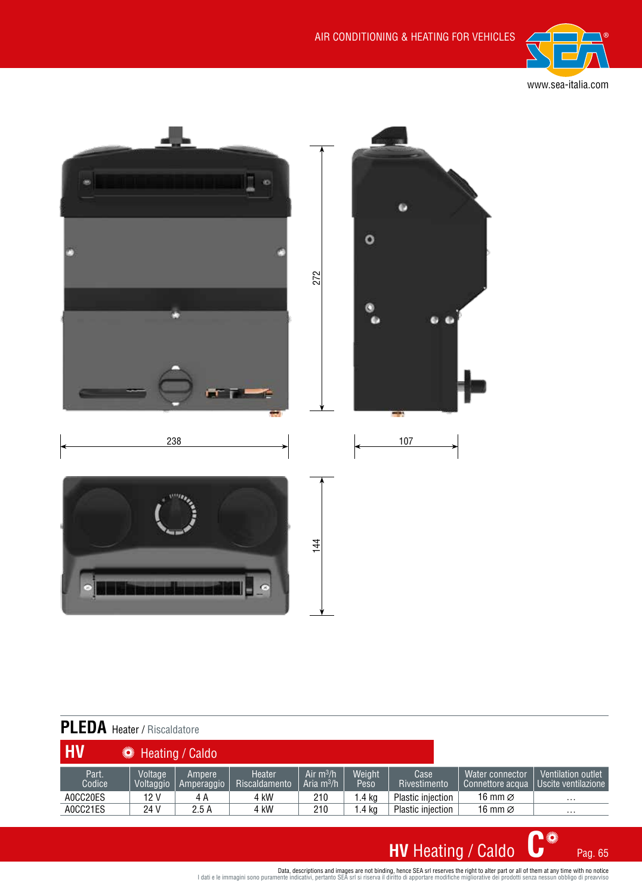238

107

272

144

## PLEDA Heater / Riscaldatore

### HV ✹ Heating / Caldo

| Part. Codice | Voltage Voltaggio | Ampere Amperaggio | Heater Riscaldamento | Air m³/h Aria m³/h | Weight Peso | Case Rivestimento | Water connector Connettore acqua | Ventilation outlet Uscite ventilazione |
|---|---|---|---|---|---|---|---|---|
| A0CC20ES | 12 V | 4 A | 4 kW | 210 | 1.4 kg | Plastic injection | 16 mm ⌀ | ... |
| A0CC21ES | 24 V | 2.5 A | 4 kW | 210 | 1.4 kg | Plastic injection | 16 mm ⌀ | ... |

Data, descriptions and images are not binding, hence SEA srl reserves the right to alter part or all of them at any time with no notice
I dati e le immagini sono puramente indicativi, pertanto SEA srl si riserva il diritto di apportare modifiche migliorative dei prodotti senza nessun obbligo di preavviso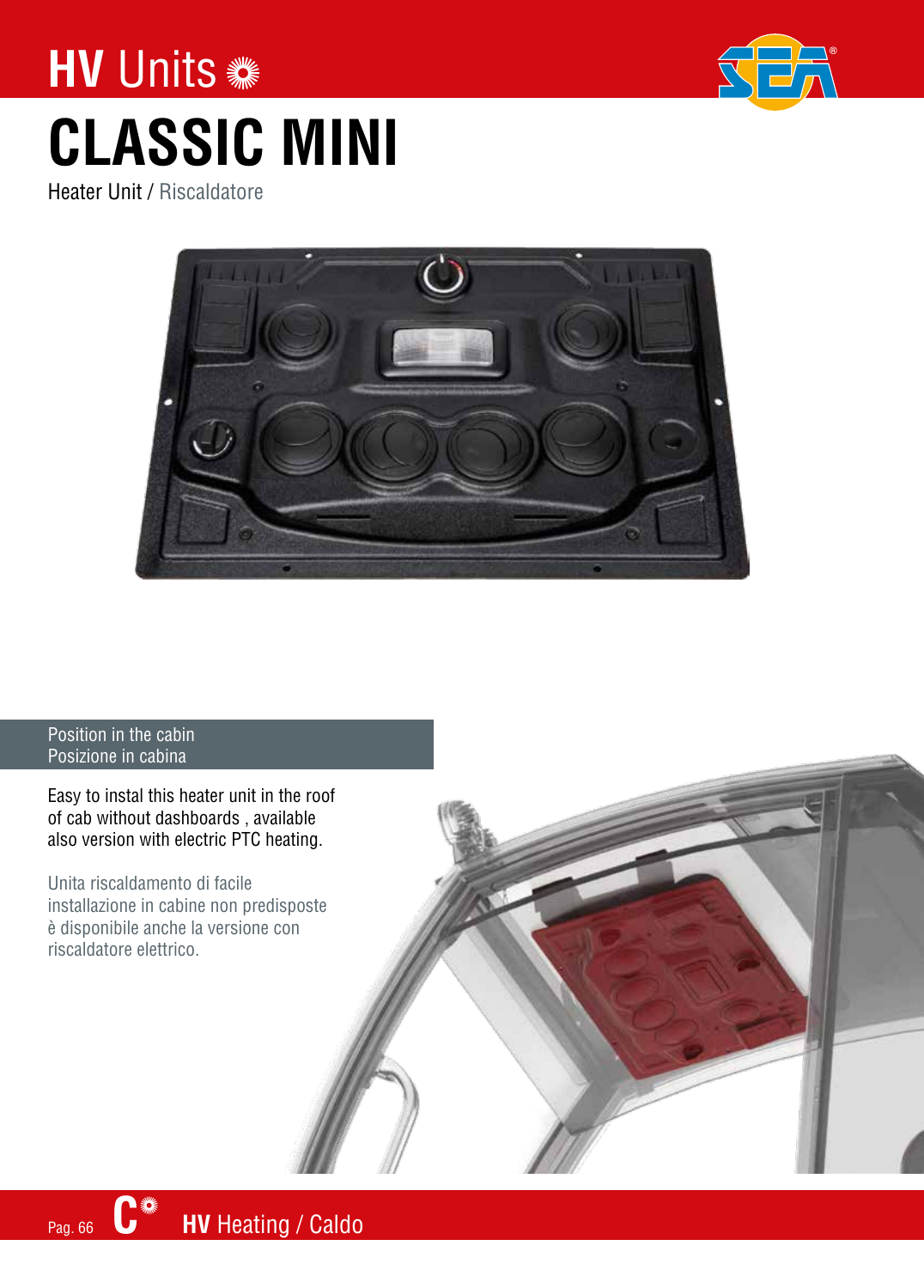# HV Units

# CLASSIC MINI

Heater Unit / Riscaldatore

## Position in the cabin
## Posizione in cabina

Easy to instal this heater unit in the roof of cab without dashboards , available also version with electric PTC heating.

Unita riscaldamento di facile installazione in cabine non predisposte è disponibile anche la versione con riscaldatore elettrico.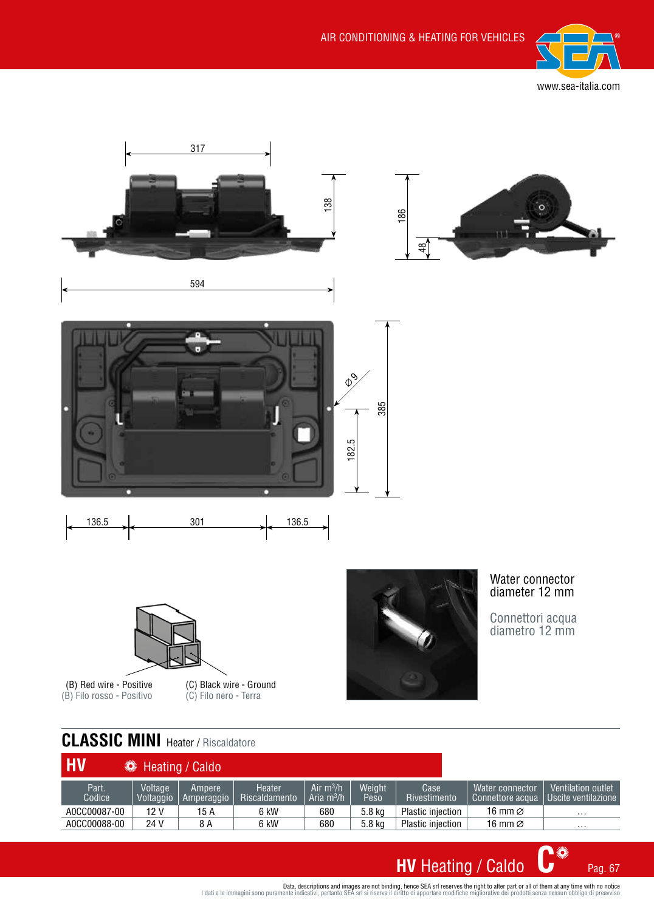317

138

186

48

594

Ø 9

385

182.5

136.5

301

136.5

(B) Red wire - Positive
(B) Filo rosso - Positivo

(C) Black wire - Ground
(C) Filo nero - Terra

Water connector
diameter 12 mm

Connettori acqua
diametro 12 mm

## CLASSIC MINI Heater / Riscaldatore

### HV Heating / Caldo

| Part. Codice | Voltage Voltaggio | Ampere Amperaggio | Heater Riscaldamento | Air m³/h Aria m³/h | Weight Peso | Case Rivestimento | Water connector Connettore acqua | Ventilation outlet Uscite ventilazione |
|---|---|---|---|---|---|---|---|---|
| A0CC00087-00 | 12 V | 15 A | 6 kW | 680 | 5.8 kg | Plastic injection | 16 mm Ø | ... |
| A0CC00088-00 | 24 V | 8 A | 6 kW | 680 | 5.8 kg | Plastic injection | 16 mm Ø | ... |

Data, descriptions and images are not binding, hence SEA srl reserves the right to alter part or all of them at any time with no notice
I dati e le immagini sono puramente indicativi, pertanto SEA srl si riserva il diritto di apportare modifiche migliorative dei prodotti senza nessun obbligo di preavviso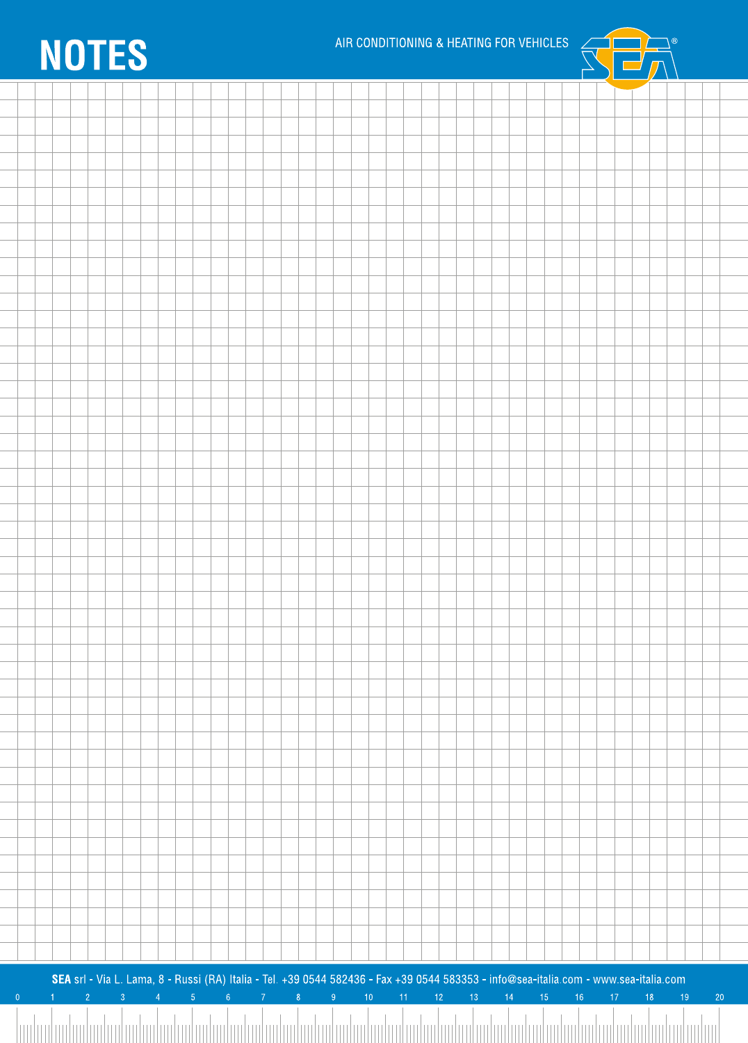# NOTES

AIR CONDITIONING & HEATING FOR VEHICLES

**SEA** srl - Via L. Lama, 8 - Russi (RA) Italia - Tel. +39 0544 582436 - Fax +39 0544 583353 - info@sea-italia.com - www.sea-italia.com

0 1 2 3 4 5 6 7 8 9 10 11 12 13 14 15 16 17 18 19 20